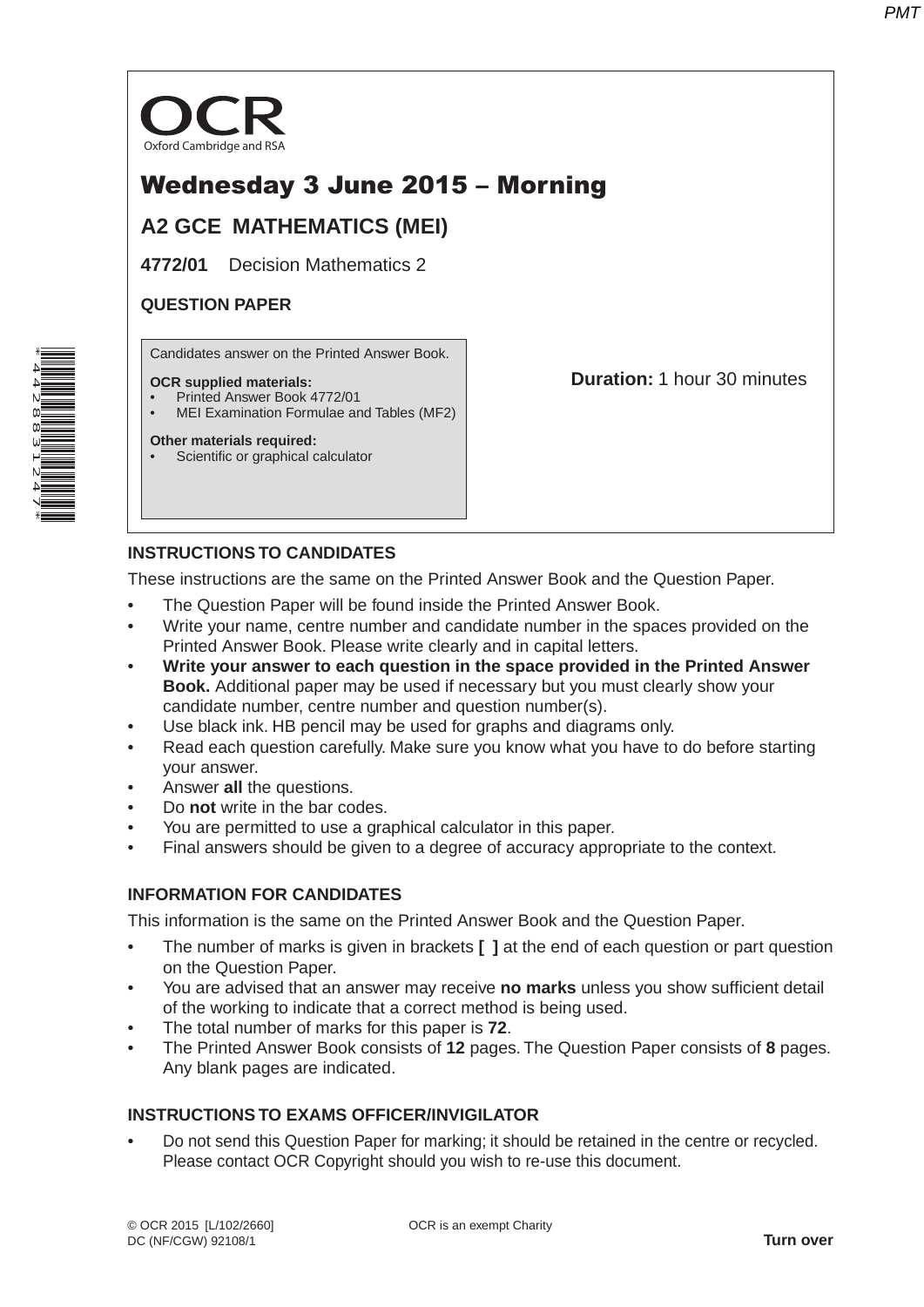OCR
Oxford Cambridge and RSA

# Wednesday 3 June 2015 – Morning

## A2 GCE MATHEMATICS (MEI)

**4772/01** Decision Mathematics 2

**QUESTION PAPER**

Candidates answer on the Printed Answer Book.

**OCR supplied materials:**
- Printed Answer Book 4772/01
- MEI Examination Formulae and Tables (MF2)

**Other materials required:**
- Scientific or graphical calculator

**Duration:** 1 hour 30 minutes

### INSTRUCTIONS TO CANDIDATES

These instructions are the same on the Printed Answer Book and the Question Paper.

- The Question Paper will be found inside the Printed Answer Book.
- Write your name, centre number and candidate number in the spaces provided on the Printed Answer Book. Please write clearly and in capital letters.
- **Write your answer to each question in the space provided in the Printed Answer Book.** Additional paper may be used if necessary but you must clearly show your candidate number, centre number and question number(s).
- Use black ink. HB pencil may be used for graphs and diagrams only.
- Read each question carefully. Make sure you know what you have to do before starting your answer.
- Answer **all** the questions.
- Do **not** write in the bar codes.
- You are permitted to use a graphical calculator in this paper.
- Final answers should be given to a degree of accuracy appropriate to the context.

### INFORMATION FOR CANDIDATES

This information is the same on the Printed Answer Book and the Question Paper.

- The number of marks is given in brackets **[ ]** at the end of each question or part question on the Question Paper.
- You are advised that an answer may receive **no marks** unless you show sufficient detail of the working to indicate that a correct method is being used.
- The total number of marks for this paper is **72**.
- The Printed Answer Book consists of **12** pages. The Question Paper consists of **8** pages. Any blank pages are indicated.

### INSTRUCTIONS TO EXAMS OFFICER/INVIGILATOR

- Do not send this Question Paper for marking; it should be retained in the centre or recycled. Please contact OCR Copyright should you wish to re-use this document.

© OCR 2015 [L/102/2660]
DC (NF/CGW) 92108/1

OCR is an exempt Charity

**Turn over**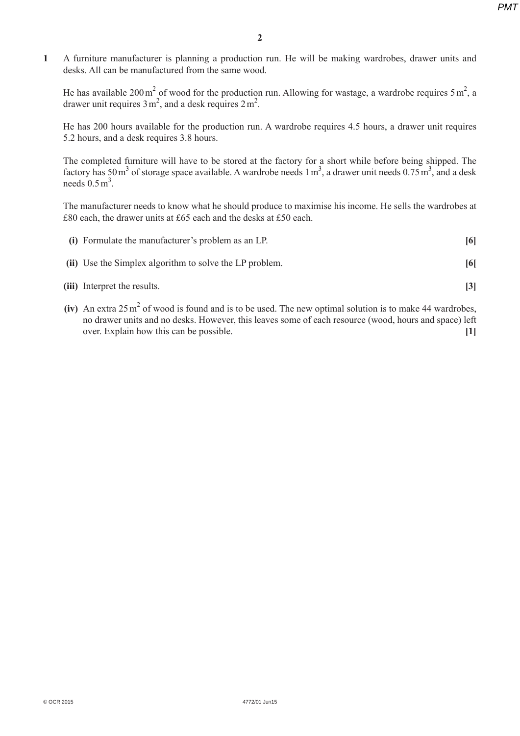**1** A furniture manufacturer is planning a production run. He will be making wardrobes, drawer units and desks. All can be manufactured from the same wood.

He has available $200\,\text{m}^2$ of wood for the production run. Allowing for wastage, a wardrobe requires $5\,\text{m}^2$, a drawer unit requires $3\,\text{m}^2$, and a desk requires $2\,\text{m}^2$.

He has 200 hours available for the production run. A wardrobe requires 4.5 hours, a drawer unit requires 5.2 hours, and a desk requires 3.8 hours.

The completed furniture will have to be stored at the factory for a short while before being shipped. The factory has $50\,\text{m}^3$ of storage space available. A wardrobe needs $1\,\text{m}^3$, a drawer unit needs $0.75\,\text{m}^3$, and a desk needs $0.5\,\text{m}^3$.

The manufacturer needs to know what he should produce to maximise his income. He sells the wardrobes at £80 each, the drawer units at £65 each and the desks at £50 each.

**(i)** Formulate the manufacturer's problem as an LP. **[6]**

**(ii)** Use the Simplex algorithm to solve the LP problem. **[6[**

**(iii)** Interpret the results. **[3]**

**(iv)** An extra $25\,\text{m}^2$ of wood is found and is to be used. The new optimal solution is to make 44 wardrobes, no drawer units and no desks. However, this leaves some of each resource (wood, hours and space) left over. Explain how this can be possible. **[1]**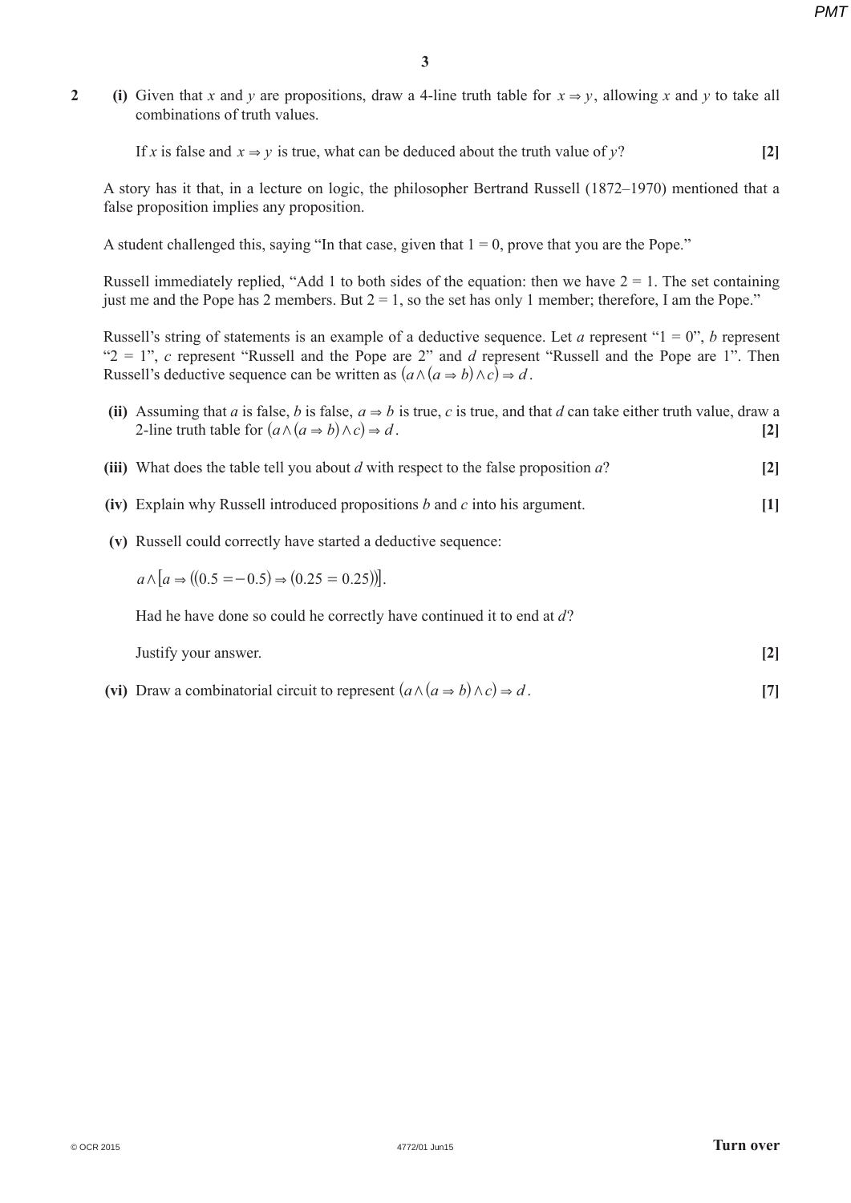**2** **(i)** Given that $x$ and $y$ are propositions, draw a 4-line truth table for $x \Rightarrow y$, allowing $x$ and $y$ to take all combinations of truth values.

If $x$ is false and $x \Rightarrow y$ is true, what can be deduced about the truth value of $y$? **[2]**

A story has it that, in a lecture on logic, the philosopher Bertrand Russell (1872–1970) mentioned that a false proposition implies any proposition.

A student challenged this, saying "In that case, given that $1 = 0$, prove that you are the Pope."

Russell immediately replied, "Add 1 to both sides of the equation: then we have $2 = 1$. The set containing just me and the Pope has 2 members. But $2 = 1$, so the set has only 1 member; therefore, I am the Pope."

Russell's string of statements is an example of a deductive sequence. Let $a$ represent "$1 = 0$", $b$ represent "$2 = 1$", $c$ represent "Russell and the Pope are 2" and $d$ represent "Russell and the Pope are 1". Then Russell's deductive sequence can be written as $(a \wedge (a \Rightarrow b) \wedge c) \Rightarrow d$.

**(ii)** Assuming that $a$ is false, $b$ is false, $a \Rightarrow b$ is true, $c$ is true, and that $d$ can take either truth value, draw a 2-line truth table for $(a \wedge (a \Rightarrow b) \wedge c) \Rightarrow d$. **[2]**

**(iii)** What does the table tell you about $d$ with respect to the false proposition $a$? **[2]**

**(iv)** Explain why Russell introduced propositions $b$ and $c$ into his argument. **[1]**

**(v)** Russell could correctly have started a deductive sequence:

$a \wedge [a \Rightarrow ((0.5 = -0.5) \Rightarrow (0.25 = 0.25))]$.

Had he have done so could he correctly have continued it to end at $d$?

Justify your answer. **[2]**

**(vi)** Draw a combinatorial circuit to represent $(a \wedge (a \Rightarrow b) \wedge c) \Rightarrow d$. **[7]**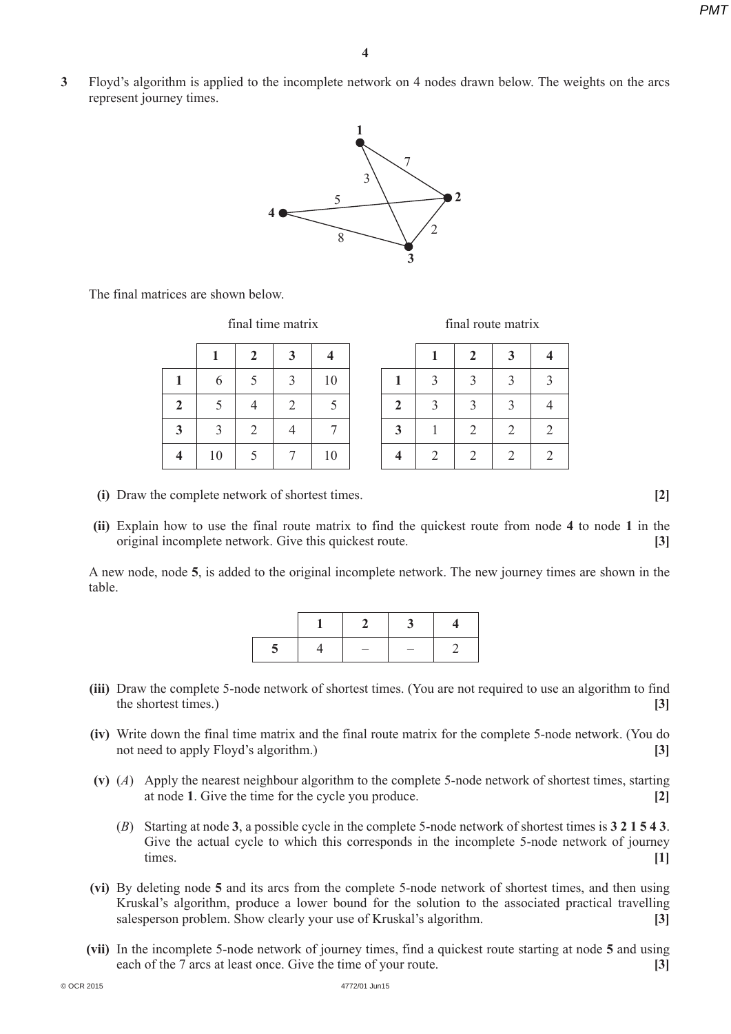**3** Floyd's algorithm is applied to the incomplete network on 4 nodes drawn below. The weights on the arcs represent journey times.

The final matrices are shown below.

final time matrix

| | 1 | 2 | 3 | 4 |
|---|---|---|---|---|
| **1** | 6 | 5 | 3 | 10 |
| **2** | 5 | 4 | 2 | 5 |
| **3** | 3 | 2 | 4 | 7 |
| **4** | 10 | 5 | 7 | 10 |

final route matrix

| | 1 | 2 | 3 | 4 |
|---|---|---|---|---|
| **1** | 3 | 3 | 3 | 3 |
| **2** | 3 | 3 | 3 | 4 |
| **3** | 1 | 2 | 2 | 2 |
| **4** | 2 | 2 | 2 | 2 |

**(i)** Draw the complete network of shortest times. **[2]**

**(ii)** Explain how to use the final route matrix to find the quickest route from node **4** to node **1** in the original incomplete network. Give this quickest route. **[3]**

A new node, node **5**, is added to the original incomplete network. The new journey times are shown in the table.

| | 1 | 2 | 3 | 4 |
|---|---|---|---|---|
| **5** | 4 | – | – | 2 |

**(iii)** Draw the complete 5-node network of shortest times. (You are not required to use an algorithm to find the shortest times.) **[3]**

**(iv)** Write down the final time matrix and the final route matrix for the complete 5-node network. (You do not need to apply Floyd's algorithm.) **[3]**

**(v)** (*A*) Apply the nearest neighbour algorithm to the complete 5-node network of shortest times, starting at node **1**. Give the time for the cycle you produce. **[2]**

(*B*) Starting at node **3**, a possible cycle in the complete 5-node network of shortest times is **3 2 1 5 4 3**. Give the actual cycle to which this corresponds in the incomplete 5-node network of journey times. **[1]**

**(vi)** By deleting node **5** and its arcs from the complete 5-node network of shortest times, and then using Kruskal's algorithm, produce a lower bound for the solution to the associated practical travelling salesperson problem. Show clearly your use of Kruskal's algorithm. **[3]**

**(vii)** In the incomplete 5-node network of journey times, find a quickest route starting at node **5** and using each of the 7 arcs at least once. Give the time of your route. **[3]**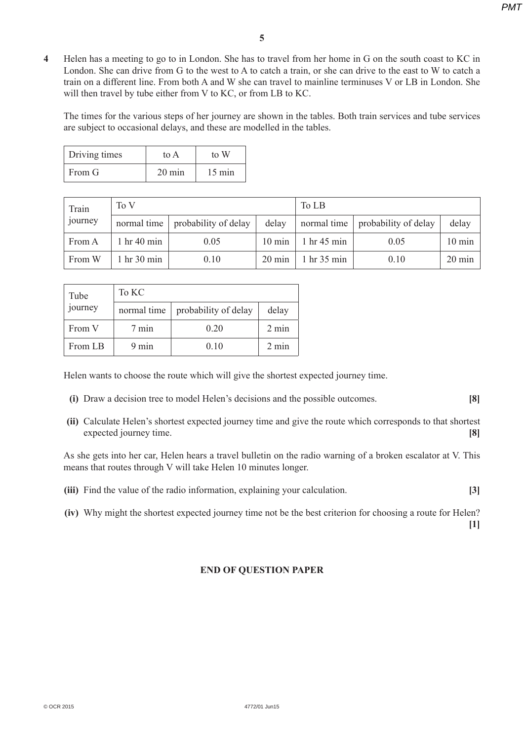**4** Helen has a meeting to go to in London. She has to travel from her home in G on the south coast to KC in London. She can drive from G to the west to A to catch a train, or she can drive to the east to W to catch a train on a different line. From both A and W she can travel to mainline terminuses V or LB in London. She will then travel by tube either from V to KC, or from LB to KC.

The times for the various steps of her journey are shown in the tables. Both train services and tube services are subject to occasional delays, and these are modelled in the tables.

| Driving times | to A | to W |
|---|---|---|
| From G | 20 min | 15 min |

| Train journey | To V | | | To LB | | |
|---|---|---|---|---|---|---|
| | normal time | probability of delay | delay | normal time | probability of delay | delay |
| From A | 1 hr 40 min | 0.05 | 10 min | 1 hr 45 min | 0.05 | 10 min |
| From W | 1 hr 30 min | 0.10 | 20 min | 1 hr 35 min | 0.10 | 20 min |

| Tube journey | To KC | | |
|---|---|---|---|
| | normal time | probability of delay | delay |
| From V | 7 min | 0.20 | 2 min |
| From LB | 9 min | 0.10 | 2 min |

Helen wants to choose the route which will give the shortest expected journey time.

**(i)** Draw a decision tree to model Helen's decisions and the possible outcomes. **[8]**

**(ii)** Calculate Helen's shortest expected journey time and give the route which corresponds to that shortest expected journey time. **[8]**

As she gets into her car, Helen hears a travel bulletin on the radio warning of a broken escalator at V. This means that routes through V will take Helen 10 minutes longer.

**(iii)** Find the value of the radio information, explaining your calculation. **[3]**

**(iv)** Why might the shortest expected journey time not be the best criterion for choosing a route for Helen? **[1]**

**END OF QUESTION PAPER**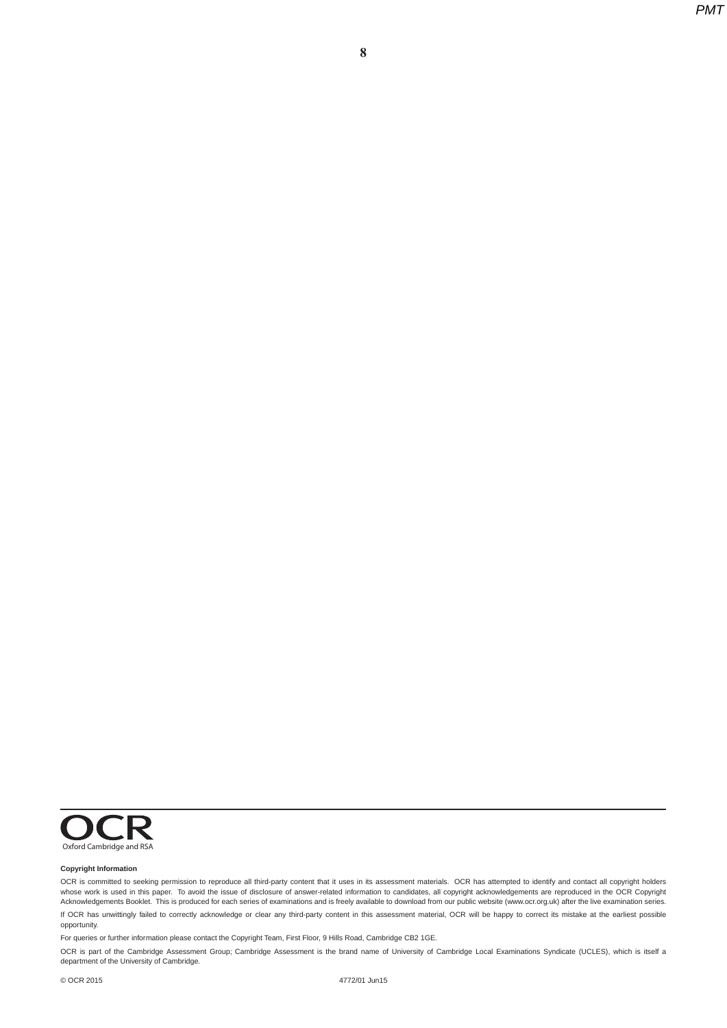**Copyright Information**

OCR is committed to seeking permission to reproduce all third-party content that it uses in its assessment materials. OCR has attempted to identify and contact all copyright holders whose work is used in this paper. To avoid the issue of disclosure of answer-related information to candidates, all copyright acknowledgements are reproduced in the OCR Copyright Acknowledgements Booklet. This is produced for each series of examinations and is freely available to download from our public website (www.ocr.org.uk) after the live examination series.

If OCR has unwittingly failed to correctly acknowledge or clear any third-party content in this assessment material, OCR will be happy to correct its mistake at the earliest possible opportunity.

For queries or further information please contact the Copyright Team, First Floor, 9 Hills Road, Cambridge CB2 1GE.

OCR is part of the Cambridge Assessment Group; Cambridge Assessment is the brand name of University of Cambridge Local Examinations Syndicate (UCLES), which is itself a department of the University of Cambridge.

© OCR 2015 4772/01 Jun15